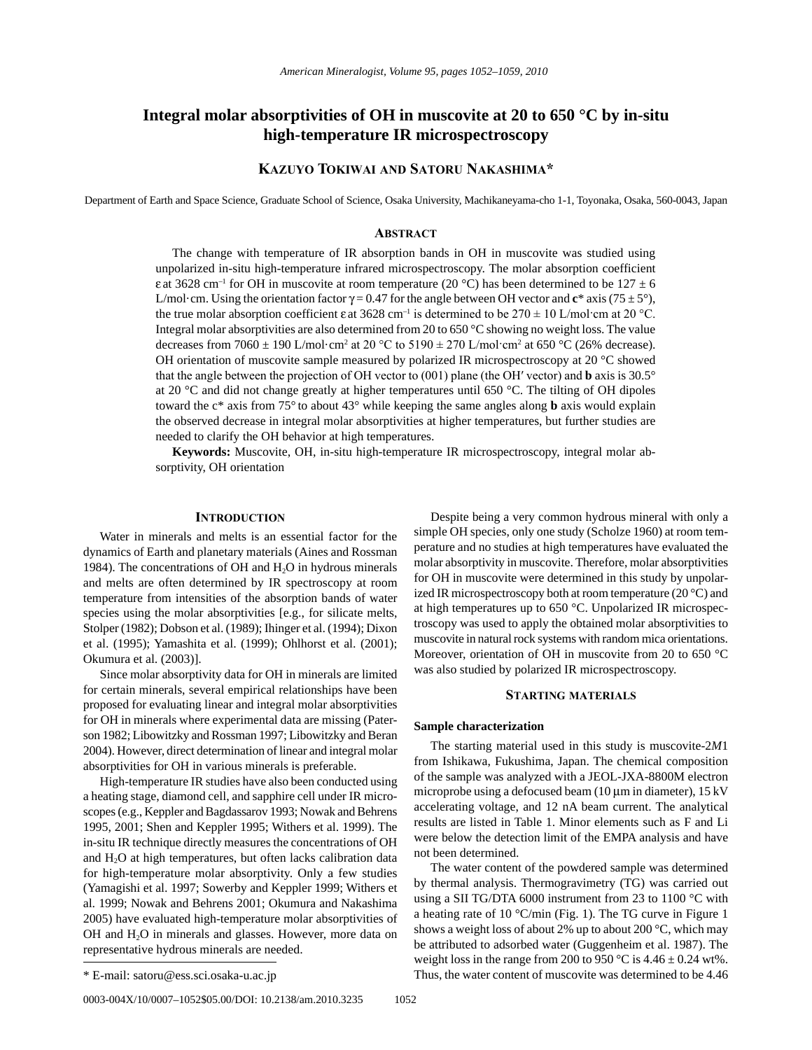# Integral molar absorptivities of OH in muscovite at 20 to 650 °C by in-situ high-temperature IR microspectroscopy

**Kazuyo Tokiwai and Satoru Nakashima***

Department of Earth and Space Science, Graduate School of Science, Osaka University, Machikaneyama-cho 1-1, Toyonaka, Osaka, 560-0043, Japan

## Abstract

The change with temperature of IR absorption bands in OH in muscovite was studied using unpolarized in-situ high-temperature infrared microspectroscopy. The molar absorption coefficient ε at 3628 $cm^{-1}$ for OH in muscovite at room temperature (20 °C) has been determined to be 127 ± 6 L/mol·cm. Using the orientation factor γ = 0.47 for the angle between OH vector and **c*** axis (75 ± 5°), the true molar absorption coefficient ε at 3628 $cm^{-1}$ is determined to be 270 ± 10 L/mol·cm at 20 °C. Integral molar absorptivities are also determined from 20 to 650 °C showing no weight loss. The value decreases from 7060 ± 190 L/mol·$cm^2$ at 20 °C to 5190 ± 270 L/mol·$cm^2$ at 650 °C (26% decrease). OH orientation of muscovite sample measured by polarized IR microspectroscopy at 20 °C showed that the angle between the projection of OH vector to (001) plane (the OH′ vector) and **b** axis is 30.5° at 20 °C and did not change greatly at higher temperatures until 650 °C. The tilting of OH dipoles toward the c* axis from 75° to about 43° while keeping the same angles along **b** axis would explain the observed decrease in integral molar absorptivities at higher temperatures, but further studies are needed to clarify the OH behavior at high temperatures.

**Keywords:** Muscovite, OH, in-situ high-temperature IR microspectroscopy, integral molar absorptivity, OH orientation

## Introduction

Water in minerals and melts is an essential factor for the dynamics of Earth and planetary materials (Aines and Rossman 1984). The concentrations of OH and $H_2O$ in hydrous minerals and melts are often determined by IR spectroscopy at room temperature from intensities of the absorption bands of water species using the molar absorptivities [e.g., for silicate melts, Stolper (1982); Dobson et al. (1989); Ihinger et al. (1994); Dixon et al. (1995); Yamashita et al. (1999); Ohlhorst et al. (2001); Okumura et al. (2003)].

Since molar absorptivity data for OH in minerals are limited for certain minerals, several empirical relationships have been proposed for evaluating linear and integral molar absorptivities for OH in minerals where experimental data are missing (Paterson 1982; Libowitzky and Rossman 1997; Libowitzky and Beran 2004). However, direct determination of linear and integral molar absorptivities for OH in various minerals is preferable.

High-temperature IR studies have also been conducted using a heating stage, diamond cell, and sapphire cell under IR microscopes (e.g., Keppler and Bagdassarov 1993; Nowak and Behrens 1995, 2001; Shen and Keppler 1995; Withers et al. 1999). The in-situ IR technique directly measures the concentrations of OH and $H_2O$ at high temperatures, but often lacks calibration data for high-temperature molar absorptivity. Only a few studies (Yamagishi et al. 1997; Sowerby and Keppler 1999; Withers et al. 1999; Nowak and Behrens 2001; Okumura and Nakashima 2005) have evaluated high-temperature molar absorptivities of OH and $H_2O$ in minerals and glasses. However, more data on representative hydrous minerals are needed.

Despite being a very common hydrous mineral with only a simple OH species, only one study (Scholze 1960) at room temperature and no studies at high temperatures have evaluated the molar absorptivity in muscovite. Therefore, molar absorptivities for OH in muscovite were determined in this study by unpolarized IR microspectroscopy both at room temperature (20 °C) and at high temperatures up to 650 °C. Unpolarized IR microspectroscopy was used to apply the obtained molar absorptivities to muscovite in natural rock systems with random mica orientations. Moreover, orientation of OH in muscovite from 20 to 650 °C was also studied by polarized IR microspectroscopy.

## Starting materials

### Sample characterization

The starting material used in this study is muscovite-2*M*1 from Ishikawa, Fukushima, Japan. The chemical composition of the sample was analyzed with a JEOL-JXA-8800M electron microprobe using a defocused beam (10 μm in diameter), 15 kV accelerating voltage, and 12 nA beam current. The analytical results are listed in Table 1. Minor elements such as F and Li were below the detection limit of the EMPA analysis and have not been determined.

The water content of the powdered sample was determined by thermal analysis. Thermogravimetry (TG) was carried out using a SII TG/DTA 6000 instrument from 23 to 1100 °C with a heating rate of 10 °C/min (Fig. 1). The TG curve in Figure 1 shows a weight loss of about 2% up to about 200 °C, which may be attributed to adsorbed water (Guggenheim et al. 1987). The weight loss in the range from 200 to 950 °C is 4.46 ± 0.24 wt%. Thus, the water content of muscovite was determined to be 4.46

\* E-mail: satoru@ess.sci.osaka-u.ac.jp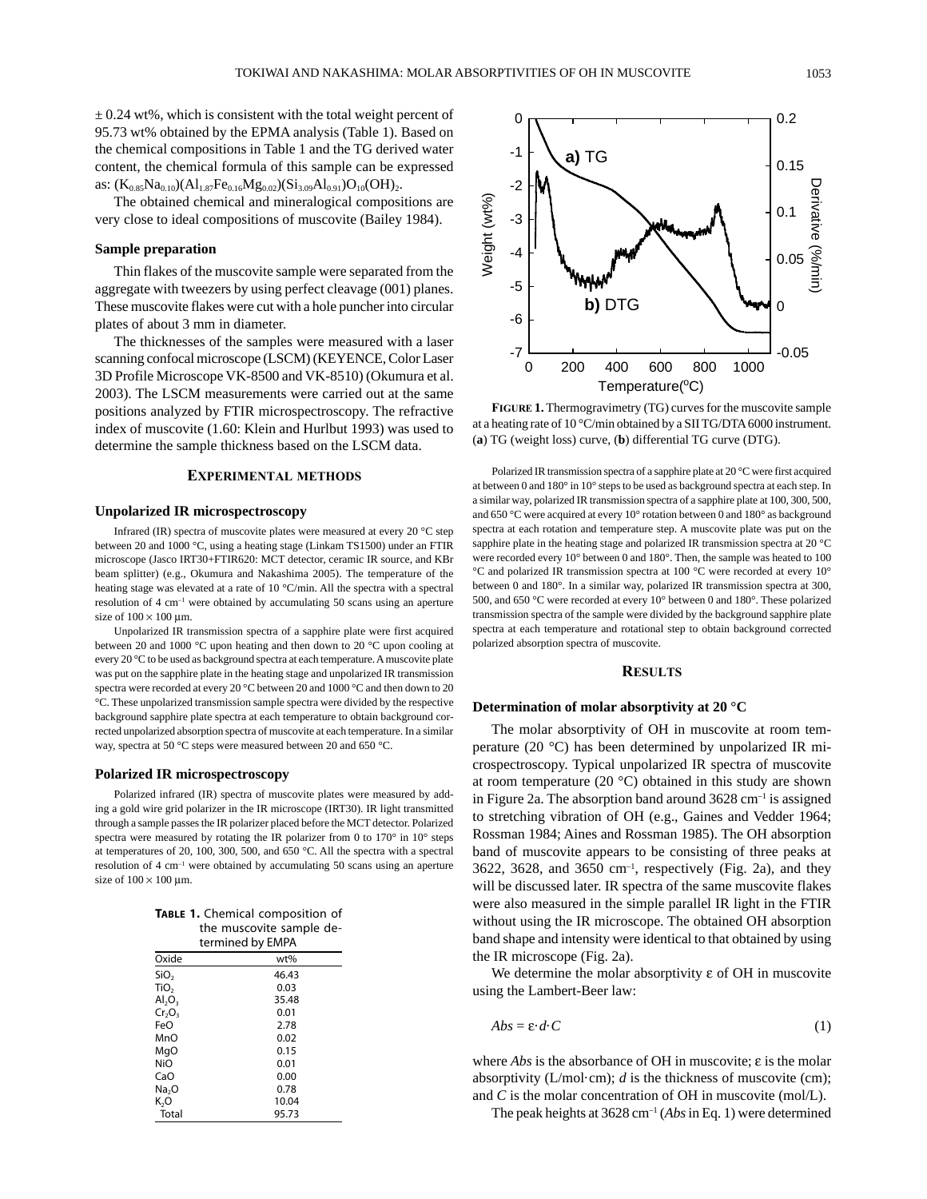± 0.24 wt%, which is consistent with the total weight percent of 95.73 wt% obtained by the EPMA analysis (Table 1). Based on the chemical compositions in Table 1 and the TG derived water content, the chemical formula of this sample can be expressed as: $(K_{0.85}Na_{0.10})(Al_{1.87}Fe_{0.16}Mg_{0.02})(Si_{3.09}Al_{0.91})O_{10}(OH)_2$.

The obtained chemical and mineralogical compositions are very close to ideal compositions of muscovite (Bailey 1984).

### Sample preparation

Thin flakes of the muscovite sample were separated from the aggregate with tweezers by using perfect cleavage (001) planes. These muscovite flakes were cut with a hole puncher into circular plates of about 3 mm in diameter.

The thicknesses of the samples were measured with a laser scanning confocal microscope (LSCM) (KEYENCE, Color Laser 3D Profile Microscope VK-8500 and VK-8510) (Okumura et al. 2003). The LSCM measurements were carried out at the same positions analyzed by FTIR microspectroscopy. The refractive index of muscovite (1.60: Klein and Hurlbut 1993) was used to determine the sample thickness based on the LSCM data.

## Experimental methods

### Unpolarized IR microspectroscopy

Infrared (IR) spectra of muscovite plates were measured at every 20 °C step between 20 and 1000 °C, using a heating stage (Linkam TS1500) under an FTIR microscope (Jasco IRT30+FTIR620: MCT detector, ceramic IR source, and KBr beam splitter) (e.g., Okumura and Nakashima 2005). The temperature of the heating stage was elevated at a rate of 10 °C/min. All the spectra with a spectral resolution of 4 cm$^{-1}$ were obtained by accumulating 50 scans using an aperture size of 100 × 100 μm.

Unpolarized IR transmission spectra of a sapphire plate were first acquired between 20 and 1000 °C upon heating and then down to 20 °C upon cooling at every 20 °C to be used as background spectra at each temperature. A muscovite plate was put on the sapphire plate in the heating stage and unpolarized IR transmission spectra were recorded at every 20 °C between 20 and 1000 °C and then down to 20 °C. These unpolarized transmission sample spectra were divided by the respective background sapphire plate spectra at each temperature to obtain background corrected unpolarized absorption spectra of muscovite at each temperature. In a similar way, spectra at 50 °C steps were measured between 20 and 650 °C.

### Polarized IR microspectroscopy

Polarized infrared (IR) spectra of muscovite plates were measured by adding a gold wire grid polarizer in the IR microscope (IRT30). IR light transmitted through a sample passes the IR polarizer placed before the MCT detector. Polarized spectra were measured by rotating the IR polarizer from 0 to 170° in 10° steps at temperatures of 20, 100, 300, 500, and 650 °C. All the spectra with a spectral resolution of 4 cm$^{-1}$ were obtained by accumulating 50 scans using an aperture size of 100 × 100 μm.

**Table 1.** Chemical composition of the muscovite sample determined by EMPA

| Oxide | wt% |
|---|---|
| $SiO_2$ | 46.43 |
| $TiO_2$ | 0.03 |
| $Al_2O_3$ | 35.48 |
| $Cr_2O_3$ | 0.01 |
| FeO | 2.78 |
| MnO | 0.02 |
| MgO | 0.15 |
| NiO | 0.01 |
| CaO | 0.00 |
| $Na_2O$ | 0.78 |
| $K_2O$ | 10.04 |
| Total | 95.73 |

**Figure 1.** Thermogravimetry (TG) curves for the muscovite sample at a heating rate of 10 °C/min obtained by a SII TG/DTA 6000 instrument. (**a**) TG (weight loss) curve, (**b**) differential TG curve (DTG).

Polarized IR transmission spectra of a sapphire plate at 20 °C were first acquired at between 0 and 180° in 10° steps to be used as background spectra at each step. In a similar way, polarized IR transmission spectra of a sapphire plate at 100, 300, 500, and 650 °C were acquired at every 10° rotation between 0 and 180° as background spectra at each rotation and temperature step. A muscovite plate was put on the sapphire plate in the heating stage and polarized IR transmission spectra at 20 °C were recorded every 10° between 0 and 180°. Then, the sample was heated to 100 °C and polarized IR transmission spectra at 100 °C were recorded at every 10° between 0 and 180°. In a similar way, polarized IR transmission spectra at 300, 500, and 650 °C were recorded at every 10° between 0 and 180°. These polarized transmission spectra of the sample were divided by the background sapphire plate spectra at each temperature and rotational step to obtain background corrected polarized absorption spectra of muscovite.

## Results

### Determination of molar absorptivity at 20 °C

The molar absorptivity of OH in muscovite at room temperature (20 °C) has been determined by unpolarized IR microspectroscopy. Typical unpolarized IR spectra of muscovite at room temperature (20 °C) obtained in this study are shown in Figure 2a. The absorption band around 3628 cm$^{-1}$ is assigned to stretching vibration of OH (e.g., Gaines and Vedder 1964; Rossman 1984; Aines and Rossman 1985). The OH absorption band of muscovite appears to be consisting of three peaks at 3622, 3628, and 3650 cm$^{-1}$, respectively (Fig. 2a), and they will be discussed later. IR spectra of the same muscovite flakes were also measured in the simple parallel IR light in the FTIR without using the IR microscope. The obtained OH absorption band shape and intensity were identical to that obtained by using the IR microscope (Fig. 2a).

We determine the molar absorptivity ε of OH in muscovite using the Lambert-Beer law:

$$Abs = \varepsilon \cdot d \cdot C \tag{1}$$

where *Abs* is the absorbance of OH in muscovite; ε is the molar absorptivity (L/mol·cm); *d* is the thickness of muscovite (cm); and *C* is the molar concentration of OH in muscovite (mol/L).

The peak heights at 3628 cm$^{-1}$ (*Abs* in Eq. 1) were determined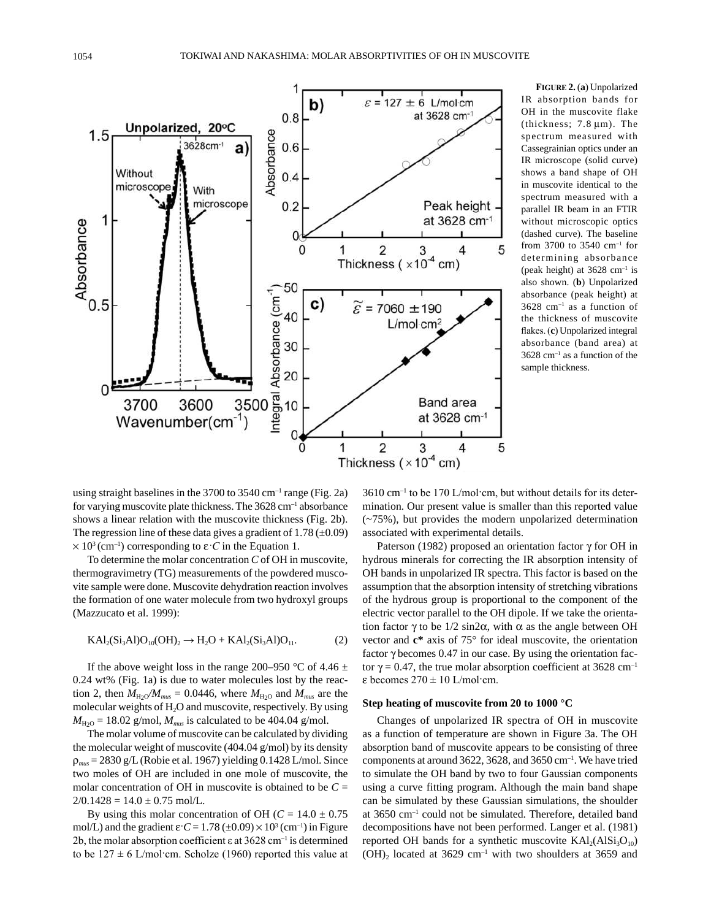**FIGURE 2.** (**a**) Unpolarized IR absorption bands for OH in the muscovite flake (thickness; 7.8 μm). The spectrum measured with Cassegrainian optics under an IR microscope (solid curve) shows a band shape of OH in muscovite identical to the spectrum measured with a parallel IR beam in an FTIR without microscopic optics (dashed curve). The baseline from 3700 to 3540 $cm^{-1}$ for determining absorbance (peak height) at 3628 $cm^{-1}$ is also shown. (**b**) Unpolarized absorbance (peak height) at 3628 $cm^{-1}$ as a function of the thickness of muscovite flakes. (**c**) Unpolarized integral absorbance (band area) at 3628 $cm^{-1}$ as a function of the sample thickness.

using straight baselines in the 3700 to 3540 $cm^{-1}$ range (Fig. 2a) for varying muscovite plate thickness. The 3628 $cm^{-1}$ absorbance shows a linear relation with the muscovite thickness (Fig. 2b). The regression line of these data gives a gradient of 1.78 (±0.09) $\times 10^3$ ($cm^{-1}$) corresponding to $\varepsilon \cdot C$ in the Equation 1.

To determine the molar concentration $C$ of OH in muscovite, thermogravimetry (TG) measurements of the powdered muscovite sample were done. Muscovite dehydration reaction involves the formation of one water molecule from two hydroxyl groups (Mazzucato et al. 1999):

$$KAl_2(Si_3Al)O_{10}(OH)_2 \rightarrow H_2O + KAl_2(Si_3Al)O_{11}. \tag{2}$$

If the above weight loss in the range 200–950 °C of 4.46 ± 0.24 wt% (Fig. 1a) is due to water molecules lost by the reaction 2, then $M_{H_2O}/M_{mus} = 0.0446$, where $M_{H_2O}$ and $M_{mus}$ are the molecular weights of $H_2O$ and muscovite, respectively. By using $M_{H_2O} = 18.02$ g/mol, $M_{mus}$ is calculated to be 404.04 g/mol.

The molar volume of muscovite can be calculated by dividing the molecular weight of muscovite (404.04 g/mol) by its density $\rho_{mus} = 2830$ g/L (Robie et al. 1967) yielding 0.1428 L/mol. Since two moles of OH are included in one mole of muscovite, the molar concentration of OH in muscovite is obtained to be $C = 2/0.1428 = 14.0 \pm 0.75$ mol/L.

By using this molar concentration of OH ($C = 14.0 \pm 0.75$ mol/L) and the gradient $\varepsilon \cdot C = 1.78\ (\pm 0.09) \times 10^3$ ($cm^{-1}$) in Figure 2b, the molar absorption coefficient $\varepsilon$ at 3628 $cm^{-1}$ is determined to be $127 \pm 6$ L/mol·cm. Scholze (1960) reported this value at 3610 $cm^{-1}$ to be 170 L/mol·cm, but without details for its determination. Our present value is smaller than this reported value (~75%), but provides the modern unpolarized determination associated with experimental details.

Paterson (1982) proposed an orientation factor $\gamma$ for OH in hydrous minerals for correcting the IR absorption intensity of OH bands in unpolarized IR spectra. This factor is based on the assumption that the absorption intensity of stretching vibrations of the hydrous group is proportional to the component of the electric vector parallel to the OH dipole. If we take the orientation factor $\gamma$ to be $1/2 \sin 2\alpha$, with $\alpha$ as the angle between OH vector and **c*** axis of 75° for ideal muscovite, the orientation factor $\gamma$ becomes 0.47 in our case. By using the orientation factor $\gamma = 0.47$, the true molar absorption coefficient at 3628 $cm^{-1}$ $\varepsilon$ becomes $270 \pm 10$ L/mol·cm.

### Step heating of muscovite from 20 to 1000 °C

Changes of unpolarized IR spectra of OH in muscovite as a function of temperature are shown in Figure 3a. The OH absorption band of muscovite appears to be consisting of three components at around 3622, 3628, and 3650 $cm^{-1}$. We have tried to simulate the OH band by two to four Gaussian components using a curve fitting program. Although the main band shape can be simulated by these Gaussian simulations, the shoulder at 3650 $cm^{-1}$ could not be simulated. Therefore, detailed band decompositions have not been performed. Langer et al. (1981) reported OH bands for a synthetic muscovite $KAl_2(AlSi_3O_{10})(OH)_2$ located at 3629 $cm^{-1}$ with two shoulders at 3659 and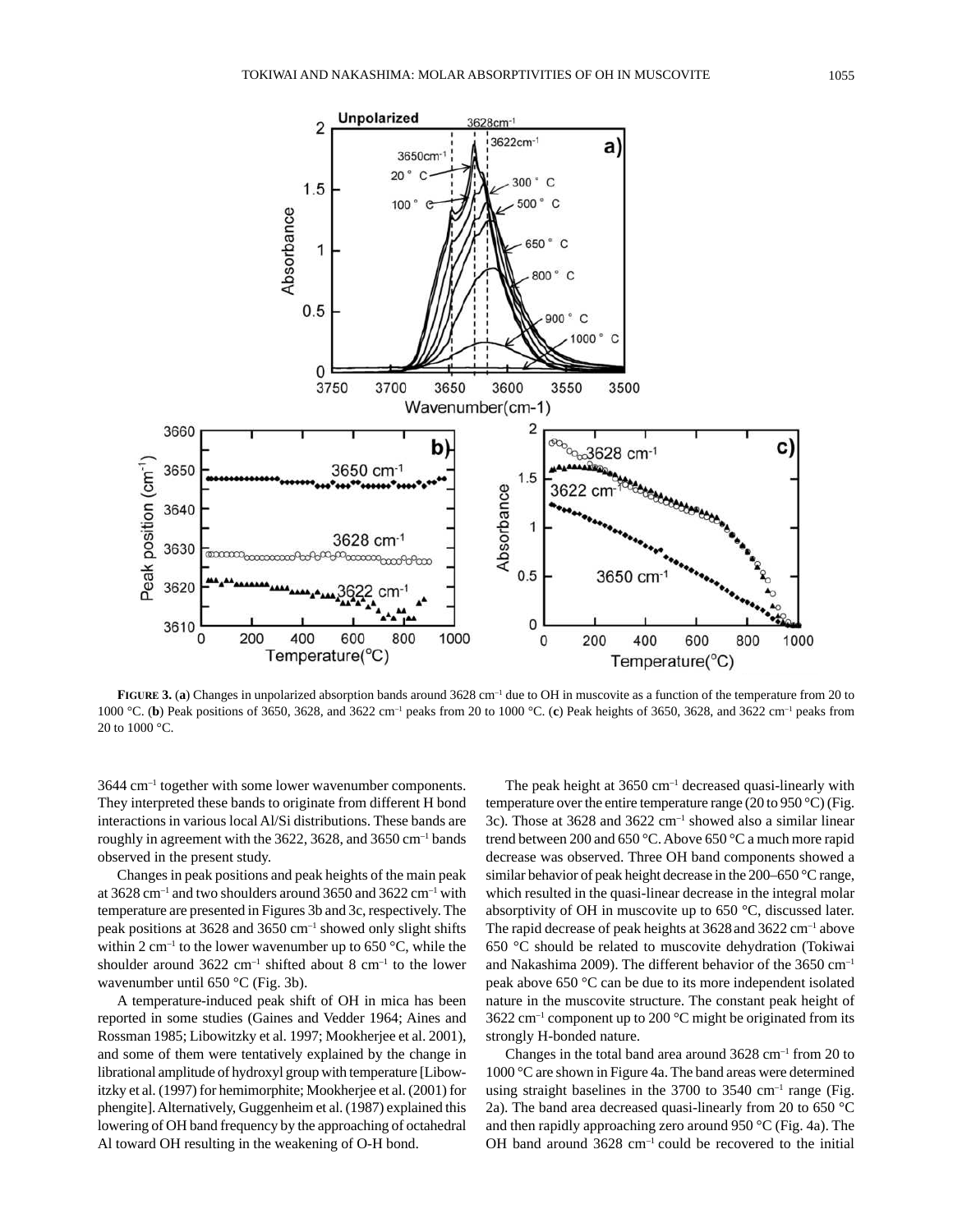**FIGURE 3.** (**a**) Changes in unpolarized absorption bands around 3628 cm$^{-1}$ due to OH in muscovite as a function of the temperature from 20 to 1000 °C. (**b**) Peak positions of 3650, 3628, and 3622 cm$^{-1}$ peaks from 20 to 1000 °C. (**c**) Peak heights of 3650, 3628, and 3622 cm$^{-1}$ peaks from 20 to 1000 °C.

3644 cm$^{-1}$ together with some lower wavenumber components. They interpreted these bands to originate from different H bond interactions in various local Al/Si distributions. These bands are roughly in agreement with the 3622, 3628, and 3650 cm$^{-1}$ bands observed in the present study.

Changes in peak positions and peak heights of the main peak at 3628 cm$^{-1}$ and two shoulders around 3650 and 3622 cm$^{-1}$ with temperature are presented in Figures 3b and 3c, respectively. The peak positions at 3628 and 3650 cm$^{-1}$ showed only slight shifts within 2 cm$^{-1}$ to the lower wavenumber up to 650 °C, while the shoulder around 3622 cm$^{-1}$ shifted about 8 cm$^{-1}$ to the lower wavenumber until 650 °C (Fig. 3b).

A temperature-induced peak shift of OH in mica has been reported in some studies (Gaines and Vedder 1964; Aines and Rossman 1985; Libowitzky et al. 1997; Mookherjee et al. 2001), and some of them were tentatively explained by the change in librational amplitude of hydroxyl group with temperature [Libowitzky et al. (1997) for hemimorphite; Mookherjee et al. (2001) for phengite]. Alternatively, Guggenheim et al. (1987) explained this lowering of OH band frequency by the approaching of octahedral Al toward OH resulting in the weakening of O-H bond.

The peak height at 3650 cm$^{-1}$ decreased quasi-linearly with temperature over the entire temperature range (20 to 950 °C) (Fig. 3c). Those at 3628 and 3622 cm$^{-1}$ showed also a similar linear trend between 200 and 650 °C. Above 650 °C a much more rapid decrease was observed. Three OH band components showed a similar behavior of peak height decrease in the 200–650 °C range, which resulted in the quasi-linear decrease in the integral molar absorptivity of OH in muscovite up to 650 °C, discussed later. The rapid decrease of peak heights at 3628 and 3622 cm$^{-1}$ above 650 °C should be related to muscovite dehydration (Tokiwai and Nakashima 2009). The different behavior of the 3650 cm$^{-1}$ peak above 650 °C can be due to its more independent isolated nature in the muscovite structure. The constant peak height of 3622 cm$^{-1}$ component up to 200 °C might be originated from its strongly H-bonded nature.

Changes in the total band area around 3628 cm$^{-1}$ from 20 to 1000 °C are shown in Figure 4a. The band areas were determined using straight baselines in the 3700 to 3540 cm$^{-1}$ range (Fig. 2a). The band area decreased quasi-linearly from 20 to 650 °C and then rapidly approaching zero around 950 °C (Fig. 4a). The OH band around 3628 cm$^{-1}$ could be recovered to the initial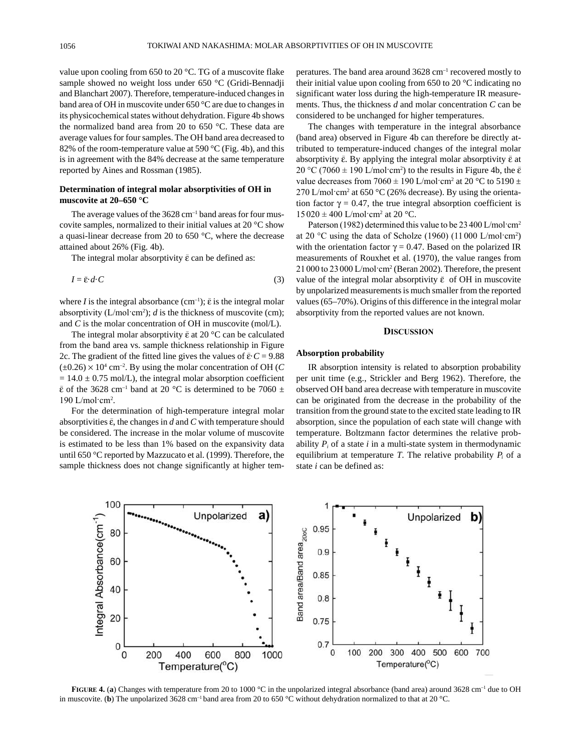value upon cooling from 650 to 20 °C. TG of a muscovite flake sample showed no weight loss under 650 °C (Gridi-Bennadji and Blanchart 2007). Therefore, temperature-induced changes in band area of OH in muscovite under 650 °C are due to changes in its physicochemical states without dehydration. Figure 4b shows the normalized band area from 20 to 650 °C. These data are average values for four samples. The OH band area decreased to 82% of the room-temperature value at 590 °C (Fig. 4b), and this is in agreement with the 84% decrease at the same temperature reported by Aines and Rossman (1985).

### Determination of integral molar absorptivities of OH in muscovite at 20–650 °C

The average values of the 3628 $cm^{-1}$ band areas for four muscovite samples, normalized to their initial values at 20 °C show a quasi-linear decrease from 20 to 650 °C, where the decrease attained about 26% (Fig. 4b).

The integral molar absorptivity $\bar{\varepsilon}$ can be defined as:

$$I = \bar{\varepsilon} \cdot d \cdot C \tag{3}$$

where $I$ is the integral absorbance ($cm^{-1}$); $\bar{\varepsilon}$ is the integral molar absorptivity (L/mol·$cm^2$); $d$ is the thickness of muscovite (cm); and $C$ is the molar concentration of OH in muscovite (mol/L).

The integral molar absorptivity $\bar{\varepsilon}$ at 20 °C can be calculated from the band area vs. sample thickness relationship in Figure 2c. The gradient of the fitted line gives the values of $\bar{\varepsilon} \cdot C = 9.88$ $(\pm 0.26) \times 10^4$ $cm^{-2}$. By using the molar concentration of OH ($C$ $= 14.0 \pm 0.75$ mol/L), the integral molar absorption coefficient $\bar{\varepsilon}$ of the 3628 $cm^{-1}$ band at 20 °C is determined to be 7060 ± 190 L/mol·$cm^2$.

For the determination of high-temperature integral molar absorptivities $\bar{\varepsilon}$, the changes in $d$ and $C$ with temperature should be considered. The increase in the molar volume of muscovite is estimated to be less than 1% based on the expansivity data until 650 °C reported by Mazzucato et al. (1999). Therefore, the sample thickness does not change significantly at higher temperatures. The band area around 3628 $cm^{-1}$ recovered mostly to their initial value upon cooling from 650 to 20 °C indicating no significant water loss during the high-temperature IR measurements. Thus, the thickness $d$ and molar concentration $C$ can be considered to be unchanged for higher temperatures.

The changes with temperature in the integral absorbance (band area) observed in Figure 4b can therefore be directly attributed to temperature-induced changes of the integral molar absorptivity $\bar{\varepsilon}$. By applying the integral molar absorptivity $\bar{\varepsilon}$ at 20 °C (7060 ± 190 L/mol·$cm^2$) to the results in Figure 4b, the $\bar{\varepsilon}$ value decreases from 7060 ± 190 L/mol·$cm^2$ at 20 °C to 5190 ± 270 L/mol·$cm^2$ at 650 °C (26% decrease). By using the orientation factor $\gamma = 0.47$, the true integral absorption coefficient is 15 020 ± 400 L/mol·$cm^2$ at 20 °C.

Paterson (1982) determined this value to be 23 400 L/mol·$cm^2$ at 20 °C using the data of Scholze (1960) (11 000 L/mol·$cm^2$) with the orientation factor $\gamma = 0.47$. Based on the polarized IR measurements of Rouxhet et al. (1970), the value ranges from 21 000 to 23 000 L/mol·$cm^2$ (Beran 2002). Therefore, the present value of the integral molar absorptivity $\bar{\varepsilon}$ of OH in muscovite by unpolarized measurements is much smaller from the reported values (65–70%). Origins of this difference in the integral molar absorptivity from the reported values are not known.

## Discussion

### Absorption probability

IR absorption intensity is related to absorption probability per unit time (e.g., Strickler and Berg 1962). Therefore, the observed OH band area decrease with temperature in muscovite can be originated from the decrease in the probability of the transition from the ground state to the excited state leading to IR absorption, since the population of each state will change with temperature. Boltzmann factor determines the relative probability $P_i$ of a state $i$ in a multi-state system in thermodynamic equilibrium at temperature $T$. The relative probability $P_i$ of a state $i$ can be defined as:

**Figure 4.** (**a**) Changes with temperature from 20 to 1000 °C in the unpolarized integral absorbance (band area) around 3628 $cm^{-1}$ due to OH in muscovite. (**b**) The unpolarized 3628 $cm^{-1}$ band area from 20 to 650 °C without dehydration normalized to that at 20 °C.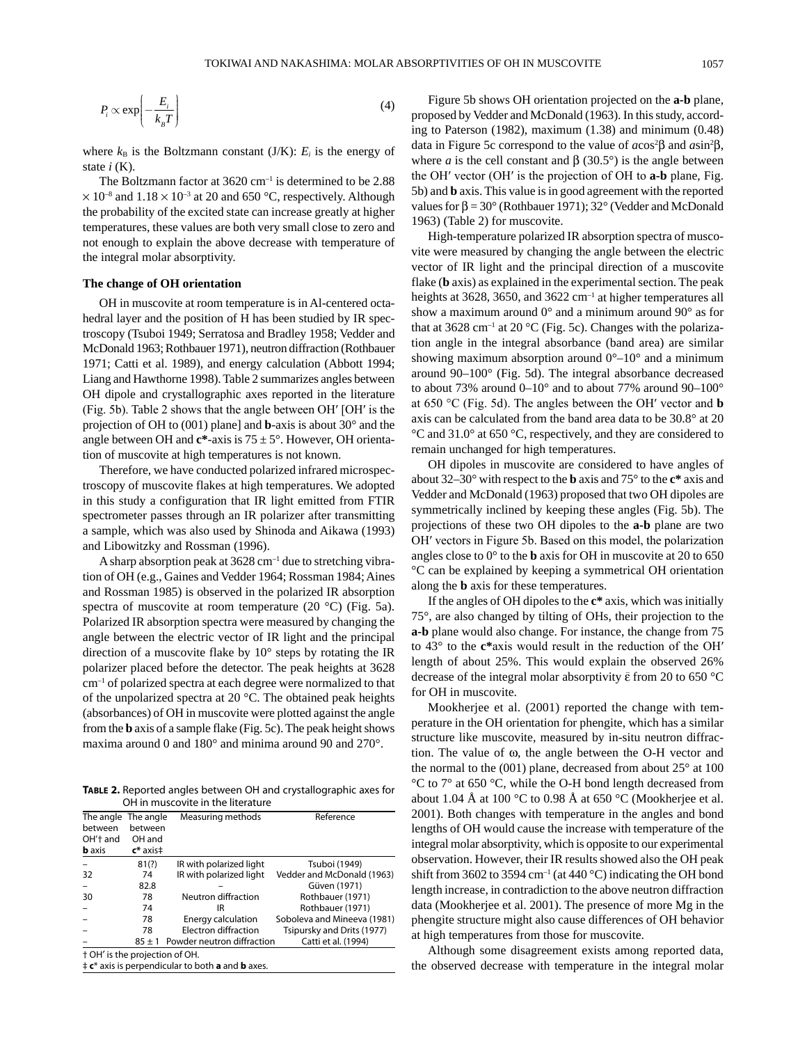$$P_i \propto \exp\left(-\frac{E_i}{k_B T}\right) \tag{4}$$

where $k_B$ is the Boltzmann constant (J/K): $E_i$ is the energy of state $i$ (K).

The Boltzmann factor at 3620 cm$^{-1}$ is determined to be $2.88 \times 10^{-8}$ and $1.18 \times 10^{-3}$ at 20 and 650 °C, respectively. Although the probability of the excited state can increase greatly at higher temperatures, these values are both very small close to zero and not enough to explain the above decrease with temperature of the integral molar absorptivity.

### The change of OH orientation

OH in muscovite at room temperature is in Al-centered octahedral layer and the position of H has been studied by IR spectroscopy (Tsuboi 1949; Serratosa and Bradley 1958; Vedder and McDonald 1963; Rothbauer 1971), neutron diffraction (Rothbauer 1971; Catti et al. 1989), and energy calculation (Abbott 1994; Liang and Hawthorne 1998). Table 2 summarizes angles between OH dipole and crystallographic axes reported in the literature (Fig. 5b). Table 2 shows that the angle between OH′ [OH′ is the projection of OH to (001) plane] and **b**-axis is about 30° and the angle between OH and **c\***-axis is 75 ± 5°. However, OH orientation of muscovite at high temperatures is not known.

Therefore, we have conducted polarized infrared microspectroscopy of muscovite flakes at high temperatures. We adopted in this study a configuration that IR light emitted from FTIR spectrometer passes through an IR polarizer after transmitting a sample, which was also used by Shinoda and Aikawa (1993) and Libowitzky and Rossman (1996).

A sharp absorption peak at 3628 cm$^{-1}$ due to stretching vibration of OH (e.g., Gaines and Vedder 1964; Rossman 1984; Aines and Rossman 1985) is observed in the polarized IR absorption spectra of muscovite at room temperature (20 °C) (Fig. 5a). Polarized IR absorption spectra were measured by changing the angle between the electric vector of IR light and the principal direction of a muscovite flake by 10° steps by rotating the IR polarizer placed before the detector. The peak heights at 3628 cm$^{-1}$ of polarized spectra at each degree were normalized to that of the unpolarized spectra at 20 °C. The obtained peak heights (absorbances) of OH in muscovite were plotted against the angle from the **b** axis of a sample flake (Fig. 5c). The peak height shows maxima around 0 and 180° and minima around 90 and 270°.

**TABLE 2.** Reported angles between OH and crystallographic axes for OH in muscovite in the literature

| The angle between OH′† and **b** axis | The angle between OH and **c\*** axis‡ | Measuring methods | Reference |
|---|---|---|---|
| – | 81(?) | IR with polarized light | Tsuboi (1949) |
| 32 | 74 | IR with polarized light | Vedder and McDonald (1963) |
| – | 82.8 | – | Güven (1971) |
| 30 | 78 | Neutron diffraction | Rothbauer (1971) |
| – | 74 | IR | Rothbauer (1971) |
| – | 78 | Energy calculation | Soboleva and Mineeva (1981) |
| – | 78 | Electron diffraction | Tsipursky and Drits (1977) |
| – | 85 ± 1 | Powder neutron diffraction | Catti et al. (1994) |

† OH′ is the projection of OH.
‡ **c\*** axis is perpendicular to both **a** and **b** axes.

Figure 5b shows OH orientation projected on the **a-b** plane, proposed by Vedder and McDonald (1963). In this study, according to Paterson (1982), maximum (1.38) and minimum (0.48) data in Figure 5c correspond to the value of $a\cos^2\beta$ and $a\sin^2\beta$, where $a$ is the cell constant and β (30.5°) is the angle between the OH′ vector (OH′ is the projection of OH to **a-b** plane, Fig. 5b) and **b** axis. This value is in good agreement with the reported values for β = 30° (Rothbauer 1971); 32° (Vedder and McDonald 1963) (Table 2) for muscovite.

High-temperature polarized IR absorption spectra of muscovite were measured by changing the angle between the electric vector of IR light and the principal direction of a muscovite flake (**b** axis) as explained in the experimental section. The peak heights at 3628, 3650, and 3622 cm$^{-1}$ at higher temperatures all show a maximum around 0° and a minimum around 90° as for that at 3628 cm$^{-1}$ at 20 °C (Fig. 5c). Changes with the polarization angle in the integral absorbance (band area) are similar showing maximum absorption around 0°–10° and a minimum around 90–100° (Fig. 5d). The integral absorbance decreased to about 73% around 0–10° and to about 77% around 90–100° at 650 °C (Fig. 5d). The angles between the OH′ vector and **b** axis can be calculated from the band area data to be 30.8° at 20 °C and 31.0° at 650 °C, respectively, and they are considered to remain unchanged for high temperatures.

OH dipoles in muscovite are considered to have angles of about 32–30° with respect to the **b** axis and 75° to the **c\*** axis and Vedder and McDonald (1963) proposed that two OH dipoles are symmetrically inclined by keeping these angles (Fig. 5b). The projections of these two OH dipoles to the **a-b** plane are two OH′ vectors in Figure 5b. Based on this model, the polarization angles close to 0° to the **b** axis for OH in muscovite at 20 to 650 °C can be explained by keeping a symmetrical OH orientation along the **b** axis for these temperatures.

If the angles of OH dipoles to the **c\*** axis, which was initially 75°, are also changed by tilting of OHs, their projection to the **a-b** plane would also change. For instance, the change from 75 to 43° to the **c\***axis would result in the reduction of the OH′ length of about 25%. This would explain the observed 26% decrease of the integral molar absorptivity $\bar{\varepsilon}$ from 20 to 650 °C for OH in muscovite.

Mookherjee et al. (2001) reported the change with temperature in the OH orientation for phengite, which has a similar structure like muscovite, measured by in-situ neutron diffraction. The value of ω, the angle between the O-H vector and the normal to the (001) plane, decreased from about 25° at 100 °C to 7° at 650 °C, while the O-H bond length decreased from about 1.04 Å at 100 °C to 0.98 Å at 650 °C (Mookherjee et al. 2001). Both changes with temperature in the angles and bond lengths of OH would cause the increase with temperature of the integral molar absorptivity, which is opposite to our experimental observation. However, their IR results showed also the OH peak shift from 3602 to 3594 cm$^{-1}$ (at 440 °C) indicating the OH bond length increase, in contradiction to the above neutron diffraction data (Mookherjee et al. 2001). The presence of more Mg in the phengite structure might also cause differences of OH behavior at high temperatures from those for muscovite.

Although some disagreement exists among reported data, the observed decrease with temperature in the integral molar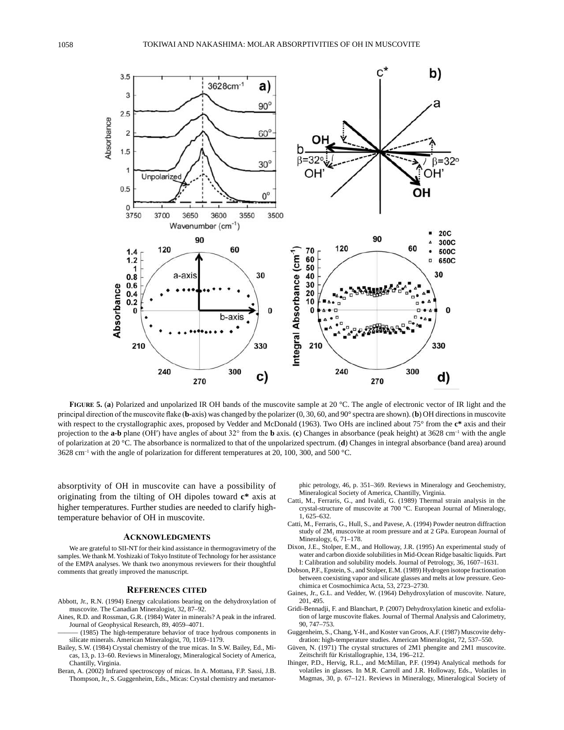**FIGURE 5.** (**a**) Polarized and unpolarized IR OH bands of the muscovite sample at 20 °C. The angle of electronic vector of IR light and the principal direction of the muscovite flake (**b**-axis) was changed by the polarizer (0, 30, 60, and 90° spectra are shown). (**b**) OH directions in muscovite with respect to the crystallographic axes, proposed by Vedder and McDonald (1963). Two OHs are inclined about 75° from the **c\*** axis and their projection to the **a**-**b** plane (OH′) have angles of about 32° from the **b** axis. (**c**) Changes in absorbance (peak height) at 3628 $cm^{-1}$ with the angle of polarization at 20 °C. The absorbance is normalized to that of the unpolarized spectrum. (**d**) Changes in integral absorbance (band area) around 3628 $cm^{-1}$ with the angle of polarization for different temperatures at 20, 100, 300, and 500 °C.

absorptivity of OH in muscovite can have a possibility of originating from the tilting of OH dipoles toward **c\*** axis at higher temperatures. Further studies are needed to clarify high-temperature behavior of OH in muscovite.

## ACKNOWLEDGMENTS

We are grateful to SII-NT for their kind assistance in thermogravimetry of the samples. We thank M. Yoshizaki of Tokyo Institute of Technology for her assistance of the EMPA analyses. We thank two anonymous reviewers for their thoughtful comments that greatly improved the manuscript.

## REFERENCES CITED

Abbott, Jr., R.N. (1994) Energy calculations bearing on the dehydroxylation of muscovite. The Canadian Mineralogist, 32, 87–92.

Aines, R.D. and Rossman, G.R. (1984) Water in minerals? A peak in the infrared. Journal of Geophysical Research, 89, 4059–4071.

——— (1985) The high-temperature behavior of trace hydrous components in silicate minerals. American Mineralogist, 70, 1169–1179.

Bailey, S.W. (1984) Crystal chemistry of the true micas. In S.W. Bailey, Ed., Micas, 13, p. 13–60. Reviews in Mineralogy, Mineralogical Society of America, Chantilly, Virginia.

Beran, A. (2002) Infrared spectroscopy of micas. In A. Mottana, F.P. Sassi, J.B. Thompson, Jr., S. Guggenheim, Eds., Micas: Crystal chemistry and metamorphic petrology, 46, p. 351–369. Reviews in Mineralogy and Geochemistry, Mineralogical Society of America, Chantilly, Virginia.

Catti, M., Ferraris, G., and Ivaldi, G. (1989) Thermal strain analysis in the crystal-structure of muscovite at 700 °C. European Journal of Mineralogy, 1, 625–632.

Catti, M., Ferraris, G., Hull, S., and Pavese, A. (1994) Powder neutron diffraction study of $2M_1$ muscovite at room pressure and at 2 GPa. European Journal of Mineralogy, 6, 71–178.

Dixon, J.E., Stolper, E.M., and Holloway, J.R. (1995) An experimental study of water and carbon dioxide solubilities in Mid-Ocean Ridge basaltic liquids. Part I: Calibration and solubility models. Journal of Petrology, 36, 1607–1631.

Dobson, P.F., Epstein, S., and Stolper, E.M. (1989) Hydrogen isotope fractionation between coexisting vapor and silicate glasses and melts at low pressure. Geochimica et Cosmochimica Acta, 53, 2723–2730.

Gaines, Jr., G.L. and Vedder, W. (1964) Dehydroxylation of muscovite. Nature, 201, 495.

Gridi-Bennadji, F. and Blanchart, P. (2007) Dehydroxylation kinetic and exfoliation of large muscovite flakes. Journal of Thermal Analysis and Calorimetry, 90, 747–753.

Guggenheim, S., Chang, Y-H., and Koster van Groos, A.F. (1987) Muscovite dehydration: high-temperature studies. American Mineralogist, 72, 537–550.

Güven, N. (1971) The crystal structures of 2M1 phengite and 2M1 muscovite. Zeitschrift für Kristallographie, 134, 196–212.

Ihinger, P.D., Hervig, R.L., and McMillan, P.F. (1994) Analytical methods for volatiles in glasses. In M.R. Carroll and J.R. Holloway, Eds., Volatiles in Magmas, 30, p. 67–121. Reviews in Mineralogy, Mineralogical Society of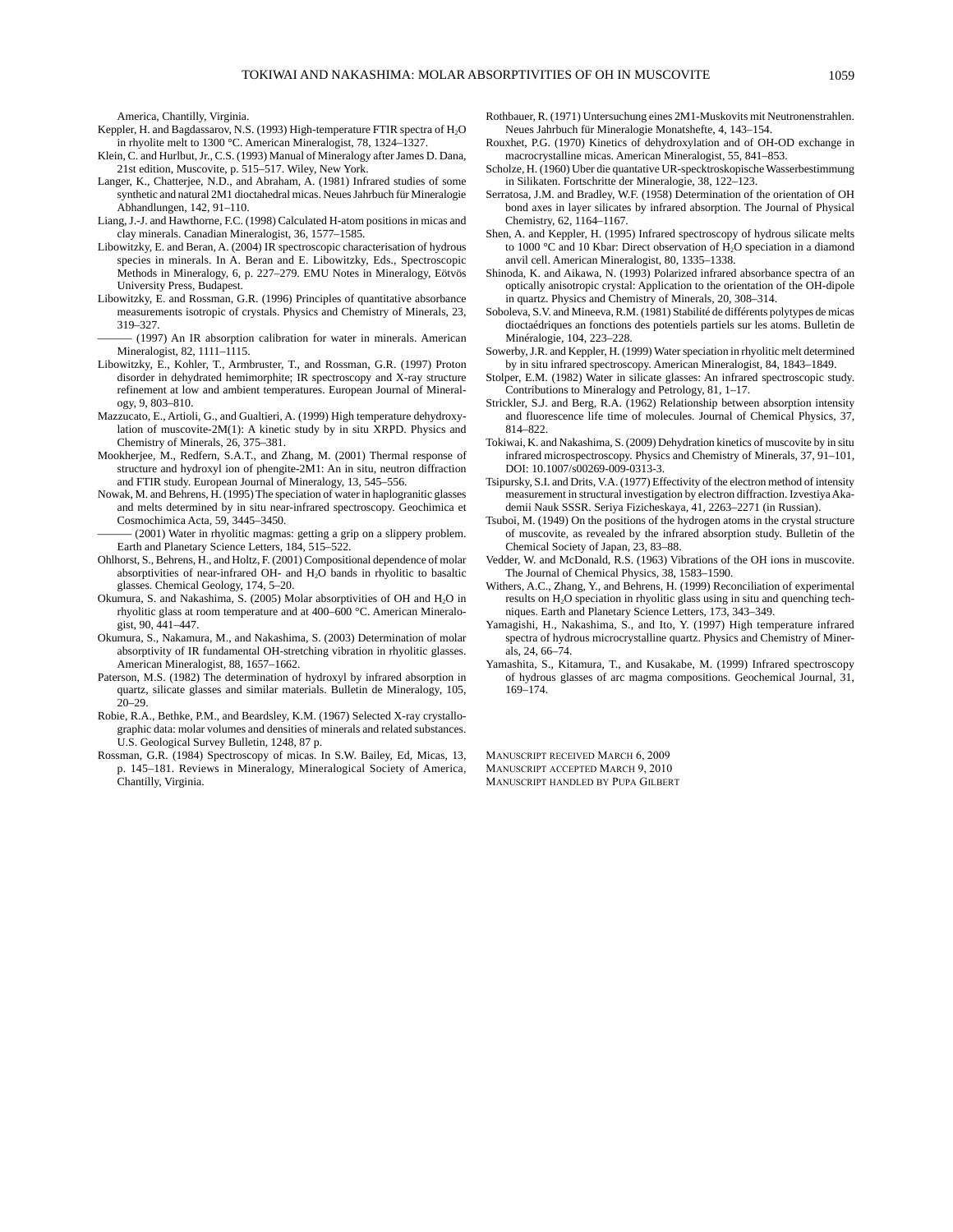America, Chantilly, Virginia.

Keppler, H. and Bagdassarov, N.S. (1993) High-temperature FTIR spectra of $H_2O$ in rhyolite melt to 1300 °C. American Mineralogist, 78, 1324–1327.

Klein, C. and Hurlbut, Jr., C.S. (1993) Manual of Mineralogy after James D. Dana, 21st edition, Muscovite, p. 515–517. Wiley, New York.

Langer, K., Chatterjee, N.D., and Abraham, A. (1981) Infrared studies of some synthetic and natural 2M1 dioctahedral micas. Neues Jahrbuch für Mineralogie Abhandlungen, 142, 91–110.

Liang, J.-J. and Hawthorne, F.C. (1998) Calculated H-atom positions in micas and clay minerals. Canadian Mineralogist, 36, 1577–1585.

Libowitzky, E. and Beran, A. (2004) IR spectroscopic characterisation of hydrous species in minerals. In A. Beran and E. Libowitzky, Eds., Spectroscopic Methods in Mineralogy, 6, p. 227–279. EMU Notes in Mineralogy, Eötvös University Press, Budapest.

Libowitzky, E. and Rossman, G.R. (1996) Principles of quantitative absorbance measurements isotropic of crystals. Physics and Chemistry of Minerals, 23, 319–327.

——— (1997) An IR absorption calibration for water in minerals. American Mineralogist, 82, 1111–1115.

Libowitzky, E., Kohler, T., Armbruster, T., and Rossman, G.R. (1997) Proton disorder in dehydrated hemimorphite; IR spectroscopy and X-ray structure refinement at low and ambient temperatures. European Journal of Mineralogy, 9, 803–810.

Mazzucato, E., Artioli, G., and Gualtieri, A. (1999) High temperature dehydroxylation of muscovite-2M(1): A kinetic study by in situ XRPD. Physics and Chemistry of Minerals, 26, 375–381.

Mookherjee, M., Redfern, S.A.T., and Zhang, M. (2001) Thermal response of structure and hydroxyl ion of phengite-2M1: An in situ, neutron diffraction and FTIR study. European Journal of Mineralogy, 13, 545–556.

Nowak, M. and Behrens, H. (1995) The speciation of water in haplogranitic glasses and melts determined by in situ near-infrared spectroscopy. Geochimica et Cosmochimica Acta, 59, 3445–3450.

——— (2001) Water in rhyolitic magmas: getting a grip on a slippery problem. Earth and Planetary Science Letters, 184, 515–522.

Ohlhorst, S., Behrens, H., and Holtz, F. (2001) Compositional dependence of molar absorptivities of near-infrared OH- and $H_2O$ bands in rhyolitic to basaltic glasses. Chemical Geology, 174, 5–20.

Okumura, S. and Nakashima, S. (2005) Molar absorptivities of OH and $H_2O$ in rhyolitic glass at room temperature and at 400–600 °C. American Mineralogist, 90, 441–447.

Okumura, S., Nakamura, M., and Nakashima, S. (2003) Determination of molar absorptivity of IR fundamental OH-stretching vibration in rhyolitic glasses. American Mineralogist, 88, 1657–1662.

Paterson, M.S. (1982) The determination of hydroxyl by infrared absorption in quartz, silicate glasses and similar materials. Bulletin de Mineralogy, 105, 20–29.

Robie, R.A., Bethke, P.M., and Beardsley, K.M. (1967) Selected X-ray crystallographic data: molar volumes and densities of minerals and related substances. U.S. Geological Survey Bulletin, 1248, 87 p.

Rossman, G.R. (1984) Spectroscopy of micas. In S.W. Bailey, Ed, Micas, 13, p. 145–181. Reviews in Mineralogy, Mineralogical Society of America, Chantilly, Virginia.

Rothbauer, R. (1971) Untersuchung eines 2M1-Muskovits mit Neutronenstrahlen. Neues Jahrbuch für Mineralogie Monatshefte, 4, 143–154.

Rouxhet, P.G. (1970) Kinetics of dehydroxylation and of OH-OD exchange in macrocrystalline micas. American Mineralogist, 55, 841–853.

Scholze, H. (1960) Uber die quantative UR-specktroskopische Wasserbestimmung in Silikaten. Fortschritte der Mineralogie, 38, 122–123.

Serratosa, J.M. and Bradley, W.F. (1958) Determination of the orientation of OH bond axes in layer silicates by infrared absorption. The Journal of Physical Chemistry, 62, 1164–1167.

Shen, A. and Keppler, H. (1995) Infrared spectroscopy of hydrous silicate melts to 1000 °C and 10 Kbar: Direct observation of $H_2O$ speciation in a diamond anvil cell. American Mineralogist, 80, 1335–1338.

Shinoda, K. and Aikawa, N. (1993) Polarized infrared absorbance spectra of an optically anisotropic crystal: Application to the orientation of the OH-dipole in quartz. Physics and Chemistry of Minerals, 20, 308–314.

Soboleva, S.V. and Mineeva, R.M. (1981) Stabilité de différents polytypes de micas dioctaédriques en fonctions des potentiels partiels sur les atoms. Bulletin de Minéralogie, 104, 223–228.

Sowerby, J.R. and Keppler, H. (1999) Water speciation in rhyolitic melt determined by in situ infrared spectroscopy. American Mineralogist, 84, 1843–1849.

Stolper, E.M. (1982) Water in silicate glasses: An infrared spectroscopic study. Contributions to Mineralogy and Petrology, 81, 1–17.

Strickler, S.J. and Berg, R.A. (1962) Relationship between absorption intensity and fluorescence life time of molecules. Journal of Chemical Physics, 37, 814–822.

Tokiwai, K. and Nakashima, S. (2009) Dehydration kinetics of muscovite by in situ infrared microspectroscopy. Physics and Chemistry of Minerals, 37, 91–101, DOI: 10.1007/s00269-009-0313-3.

Tsipursky, S.I. and Drits, V.A. (1977) Effectivity of the electron method of intensity measurement in structural investigation by electron diffraction. Izvestiya Akademii Nauk SSSR. Seriya Fizicheskaya, 41, 2263–2271 (in Russian).

Tsuboi, M. (1949) On the positions of the hydrogen atoms in the crystal structure of muscovite, as revealed by the infrared absorption study. Bulletin of the Chemical Society of Japan, 23, 83–88.

Vedder, W. and McDonald, R.S. (1963) Vibrations of the OH ions in muscovite. The Journal of Chemical Physics, 38, 1583–1590.

Withers, A.C., Zhang, Y., and Behrens, H. (1999) Reconciliation of experimental results on $H_2O$ speciation in rhyolitic glass using in situ and quenching techniques. Earth and Planetary Science Letters, 173, 343–349.

Yamagishi, H., Nakashima, S., and Ito, Y. (1997) High temperature infrared spectra of hydrous microcrystalline quartz. Physics and Chemistry of Minerals, 24, 66–74.

Yamashita, S., Kitamura, T., and Kusakabe, M. (1999) Infrared spectroscopy of hydrous glasses of arc magma compositions. Geochemical Journal, 31, 169–174.

Manuscript received March 6, 2009
Manuscript accepted March 9, 2010
Manuscript handled by Pupa Gilbert